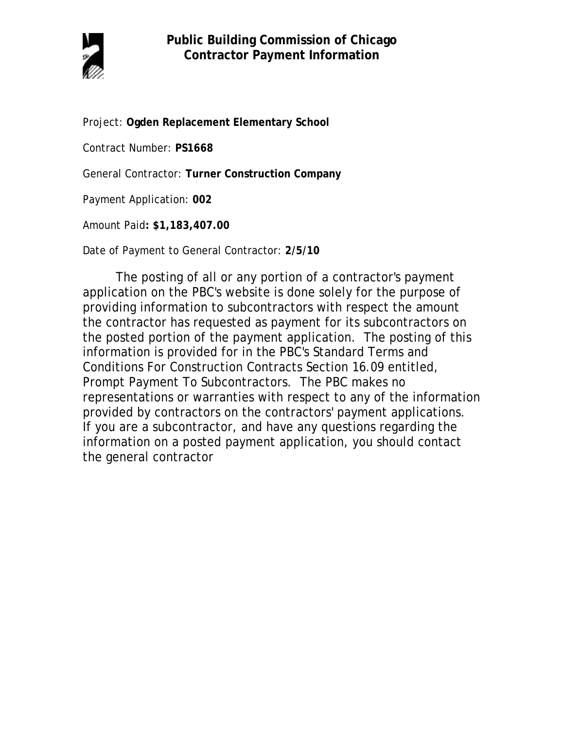# Public Building Commission of Chicago
## Contractor Payment Information

Project: **Ogden Replacement Elementary School**

Contract Number: **PS1668**

General Contractor: **Turner Construction Company**

Payment Application: **002**

Amount Paid**: $1,183,407.00**

Date of Payment to General Contractor: **2/5/10**

The posting of all or any portion of a contractor's payment application on the PBC's website is done solely for the purpose of providing information to subcontractors with respect the amount the contractor has requested as payment for its subcontractors on the posted portion of the payment application. The posting of this information is provided for in the PBC's Standard Terms and Conditions For Construction Contracts Section 16.09 entitled, Prompt Payment To Subcontractors. The PBC makes no representations or warranties with respect to any of the information provided by contractors on the contractors' payment applications. If you are a subcontractor, and have any questions regarding the information on a posted payment application, you should contact the general contractor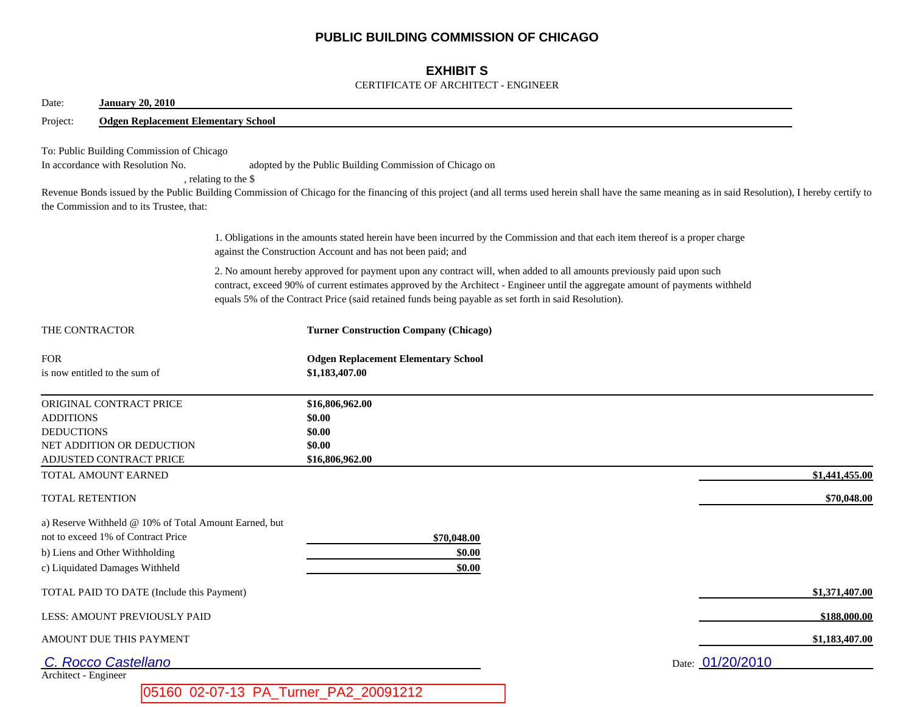# PUBLIC BUILDING COMMISSION OF CHICAGO

## EXHIBIT S

CERTIFICATE OF ARCHITECT - ENGINEER

Date: **January 20, 2010**

Project: **Odgen Replacement Elementary School**

To: Public Building Commission of Chicago
In accordance with Resolution No. adopted by the Public Building Commission of Chicago on , relating to the $ Revenue Bonds issued by the Public Building Commission of Chicago for the financing of this project (and all terms used herein shall have the same meaning as in said Resolution), I hereby certify to the Commission and to its Trustee, that:

1. Obligations in the amounts stated herein have been incurred by the Commission and that each item thereof is a proper charge against the Construction Account and has not been paid; and

2. No amount hereby approved for payment upon any contract will, when added to all amounts previously paid upon such contract, exceed 90% of current estimates approved by the Architect - Engineer until the aggregate amount of payments withheld equals 5% of the Contract Price (said retained funds being payable as set forth in said Resolution).

THE CONTRACTOR **Turner Construction Company (Chicago)**

FOR **Odgen Replacement Elementary School**
is now entitled to the sum of **$1,183,407.00**

| | | |
|---|---|---|
| ORIGINAL CONTRACT PRICE | **$16,806,962.00** | |
| ADDITIONS | **$0.00** | |
| DEDUCTIONS | **$0.00** | |
| NET ADDITION OR DEDUCTION | **$0.00** | |
| ADJUSTED CONTRACT PRICE | **$16,806,962.00** | |
| TOTAL AMOUNT EARNED | | **$1,441,455.00** |
| TOTAL RETENTION | | **$70,048.00** |
| a) Reserve Withheld @ 10% of Total Amount Earned, but not to exceed 1% of Contract Price | **$70,048.00** | |
| b) Liens and Other Withholding | **$0.00** | |
| c) Liquidated Damages Withheld | **$0.00** | |
| TOTAL PAID TO DATE (Include this Payment) | | **$1,371,407.00** |
| LESS: AMOUNT PREVIOUSLY PAID | | **$188,000.00** |
| AMOUNT DUE THIS PAYMENT | | **$1,183,407.00** |

*C. Rocco Castellano*
Architect - Engineer

Date: 01/20/2010

05160 02-07-13 PA_Turner_PA2_20091212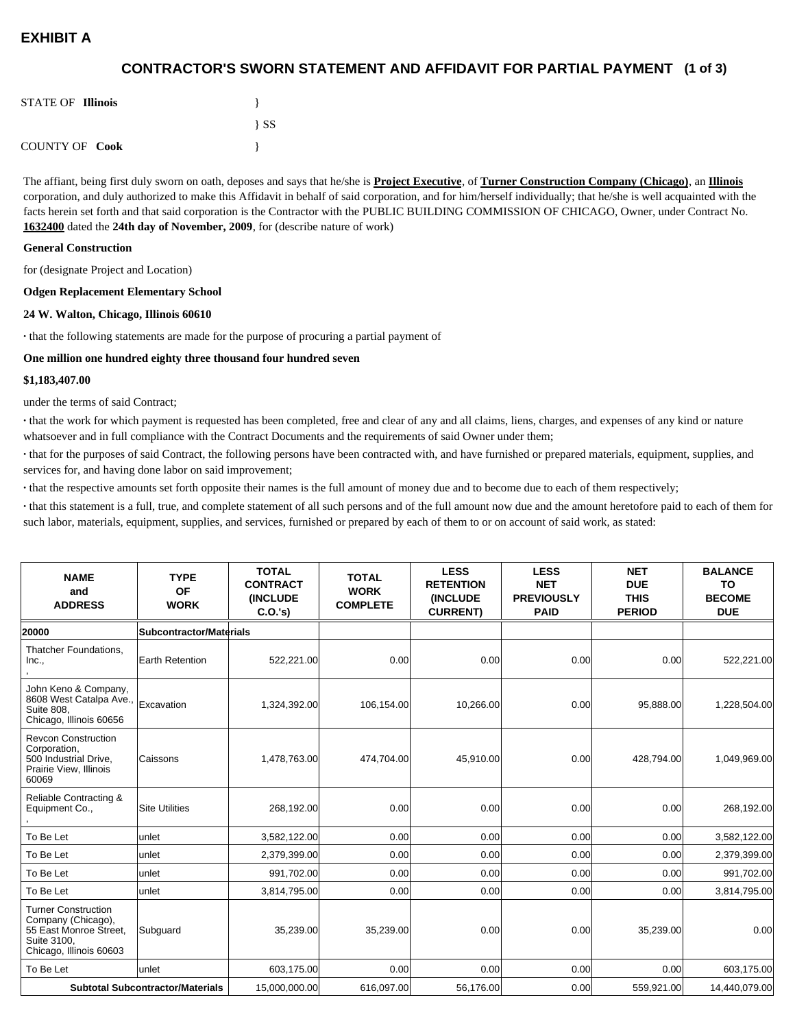# EXHIBIT A

## CONTRACTOR'S SWORN STATEMENT AND AFFIDAVIT FOR PARTIAL PAYMENT (1 of 3)

STATE OF **Illinois** }

} SS

COUNTY OF **Cook** }

The affiant, being first duly sworn on oath, deposes and says that he/she is **Project Executive**, of **Turner Construction Company (Chicago)**, an **Illinois** corporation, and duly authorized to make this Affidavit in behalf of said corporation, and for him/herself individually; that he/she is well acquainted with the facts herein set forth and that said corporation is the Contractor with the PUBLIC BUILDING COMMISSION OF CHICAGO, Owner, under Contract No. **1632400** dated the **24th day of November, 2009**, for (describe nature of work)

**General Construction**

for (designate Project and Location)

**Odgen Replacement Elementary School**

**24 W. Walton, Chicago, Illinois 60610**

· that the following statements are made for the purpose of procuring a partial payment of

**One million one hundred eighty three thousand four hundred seven**

**$1,183,407.00**

under the terms of said Contract;

· that the work for which payment is requested has been completed, free and clear of any and all claims, liens, charges, and expenses of any kind or nature whatsoever and in full compliance with the Contract Documents and the requirements of said Owner under them;

· that for the purposes of said Contract, the following persons have been contracted with, and have furnished or prepared materials, equipment, supplies, and services for, and having done labor on said improvement;

· that the respective amounts set forth opposite their names is the full amount of money due and to become due to each of them respectively;

· that this statement is a full, true, and complete statement of all such persons and of the full amount now due and the amount heretofore paid to each of them for such labor, materials, equipment, supplies, and services, furnished or prepared by each of them to or on account of said work, as stated:

| NAME and ADDRESS | TYPE OF WORK | TOTAL CONTRACT (INCLUDE C.O.'s) | TOTAL WORK COMPLETE | LESS RETENTION (INCLUDE CURRENT) | LESS NET PREVIOUSLY PAID | NET DUE THIS PERIOD | BALANCE TO BECOME DUE |
|---|---|---|---|---|---|---|---|
| **20000** | **Subcontractor/Materials** | | | | | | |
| Thatcher Foundations, Inc., , | Earth Retention | 522,221.00 | 0.00 | 0.00 | 0.00 | 0.00 | 522,221.00 |
| John Keno & Company, 8608 West Catalpa Ave., Suite 808, Chicago, Illinois 60656 | Excavation | 1,324,392.00 | 106,154.00 | 10,266.00 | 0.00 | 95,888.00 | 1,228,504.00 |
| Revcon Construction Corporation, 500 Industrial Drive, Prairie View, Illinois 60069 | Caissons | 1,478,763.00 | 474,704.00 | 45,910.00 | 0.00 | 428,794.00 | 1,049,969.00 |
| Reliable Contracting & Equipment Co., , | Site Utilities | 268,192.00 | 0.00 | 0.00 | 0.00 | 0.00 | 268,192.00 |
| To Be Let | unlet | 3,582,122.00 | 0.00 | 0.00 | 0.00 | 0.00 | 3,582,122.00 |
| To Be Let | unlet | 2,379,399.00 | 0.00 | 0.00 | 0.00 | 0.00 | 2,379,399.00 |
| To Be Let | unlet | 991,702.00 | 0.00 | 0.00 | 0.00 | 0.00 | 991,702.00 |
| To Be Let | unlet | 3,814,795.00 | 0.00 | 0.00 | 0.00 | 0.00 | 3,814,795.00 |
| Turner Construction Company (Chicago), 55 East Monroe Street, Suite 3100, Chicago, Illinois 60603 | Subguard | 35,239.00 | 35,239.00 | 0.00 | 0.00 | 35,239.00 | 0.00 |
| To Be Let | unlet | 603,175.00 | 0.00 | 0.00 | 0.00 | 0.00 | 603,175.00 |
| **Subtotal Subcontractor/Materials** | | 15,000,000.00 | 616,097.00 | 56,176.00 | 0.00 | 559,921.00 | 14,440,079.00 |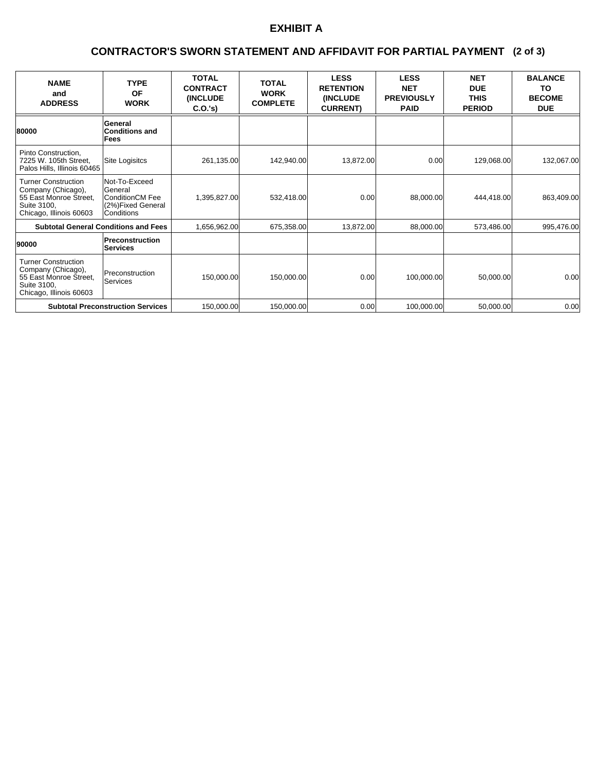# EXHIBIT A

## CONTRACTOR'S SWORN STATEMENT AND AFFIDAVIT FOR PARTIAL PAYMENT (2 of 3)

| NAME and ADDRESS | TYPE OF WORK | TOTAL CONTRACT (INCLUDE C.O.'s) | TOTAL WORK COMPLETE | LESS RETENTION (INCLUDE CURRENT) | LESS NET PREVIOUSLY PAID | NET DUE THIS PERIOD | BALANCE TO BECOME DUE |
|---|---|---|---|---|---|---|---|
| **80000** | **General Conditions and Fees** | | | | | | |
| Pinto Construction, 7225 W. 105th Street, Palos Hills, Illinois 60465 | Site Logisitcs | 261,135.00 | 142,940.00 | 13,872.00 | 0.00 | 129,068.00 | 132,067.00 |
| Turner Construction Company (Chicago), 55 East Monroe Street, Suite 3100, Chicago, Illinois 60603 | Not-To-Exceed General ConditionCM Fee (2%)Fixed General Conditions | 1,395,827.00 | 532,418.00 | 0.00 | 88,000.00 | 444,418.00 | 863,409.00 |
| **Subtotal General Conditions and Fees** | | 1,656,962.00 | 675,358.00 | 13,872.00 | 88,000.00 | 573,486.00 | 995,476.00 |
| **90000** | **Preconstruction Services** | | | | | | |
| Turner Construction Company (Chicago), 55 East Monroe Street, Suite 3100, Chicago, Illinois 60603 | Preconstruction Services | 150,000.00 | 150,000.00 | 0.00 | 100,000.00 | 50,000.00 | 0.00 |
| **Subtotal Preconstruction Services** | | 150,000.00 | 150,000.00 | 0.00 | 100,000.00 | 50,000.00 | 0.00 |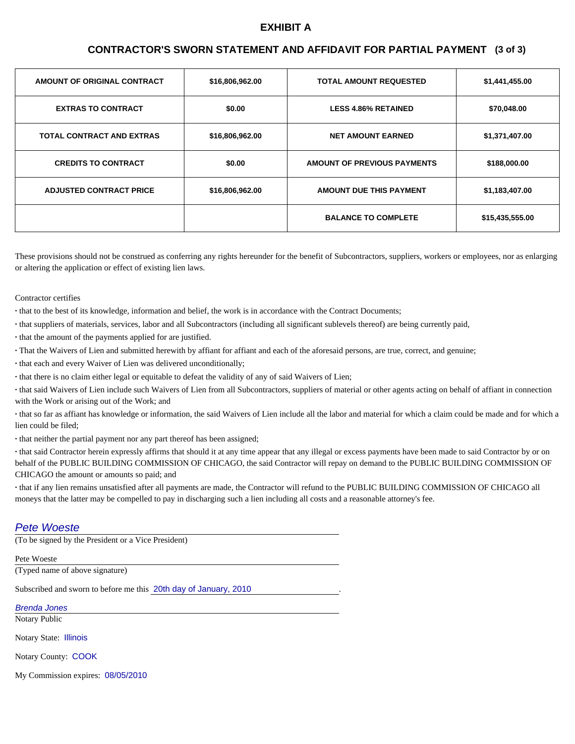# EXHIBIT A

## CONTRACTOR'S SWORN STATEMENT AND AFFIDAVIT FOR PARTIAL PAYMENT (3 of 3)

| | | | |
|---|---|---|---|
| **AMOUNT OF ORIGINAL CONTRACT** | **$16,806,962.00** | **TOTAL AMOUNT REQUESTED** | **$1,441,455.00** |
| **EXTRAS TO CONTRACT** | **$0.00** | **LESS 4.86% RETAINED** | **$70,048.00** |
| **TOTAL CONTRACT AND EXTRAS** | **$16,806,962.00** | **NET AMOUNT EARNED** | **$1,371,407.00** |
| **CREDITS TO CONTRACT** | **$0.00** | **AMOUNT OF PREVIOUS PAYMENTS** | **$188,000.00** |
| **ADJUSTED CONTRACT PRICE** | **$16,806,962.00** | **AMOUNT DUE THIS PAYMENT** | **$1,183,407.00** |
| | | **BALANCE TO COMPLETE** | **$15,435,555.00** |

These provisions should not be construed as conferring any rights hereunder for the benefit of Subcontractors, suppliers, workers or employees, nor as enlarging or altering the application or effect of existing lien laws.

Contractor certifies

- that to the best of its knowledge, information and belief, the work is in accordance with the Contract Documents;
- that suppliers of materials, services, labor and all Subcontractors (including all significant sublevels thereof) are being currently paid,
- that the amount of the payments applied for are justified.
- That the Waivers of Lien and submitted herewith by affiant for affiant and each of the aforesaid persons, are true, correct, and genuine;
- that each and every Waiver of Lien was delivered unconditionally;
- that there is no claim either legal or equitable to defeat the validity of any of said Waivers of Lien;
- that said Waivers of Lien include such Waivers of Lien from all Subcontractors, suppliers of material or other agents acting on behalf of affiant in connection with the Work or arising out of the Work; and
- that so far as affiant has knowledge or information, the said Waivers of Lien include all the labor and material for which a claim could be made and for which a lien could be filed;
- that neither the partial payment nor any part thereof has been assigned;
- that said Contractor herein expressly affirms that should it at any time appear that any illegal or excess payments have been made to said Contractor by or on behalf of the PUBLIC BUILDING COMMISSION OF CHICAGO, the said Contractor will repay on demand to the PUBLIC BUILDING COMMISSION OF CHICAGO the amount or amounts so paid; and
- that if any lien remains unsatisfied after all payments are made, the Contractor will refund to the PUBLIC BUILDING COMMISSION OF CHICAGO all moneys that the latter may be compelled to pay in discharging such a lien including all costs and a reasonable attorney's fee.

*Pete Woeste*
(To be signed by the President or a Vice President)

Pete Woeste
(Typed name of above signature)

Subscribed and sworn to before me this 20th day of January, 2010.

*Brenda Jones*
Notary Public

Notary State: Illinois

Notary County: COOK

My Commission expires: 08/05/2010